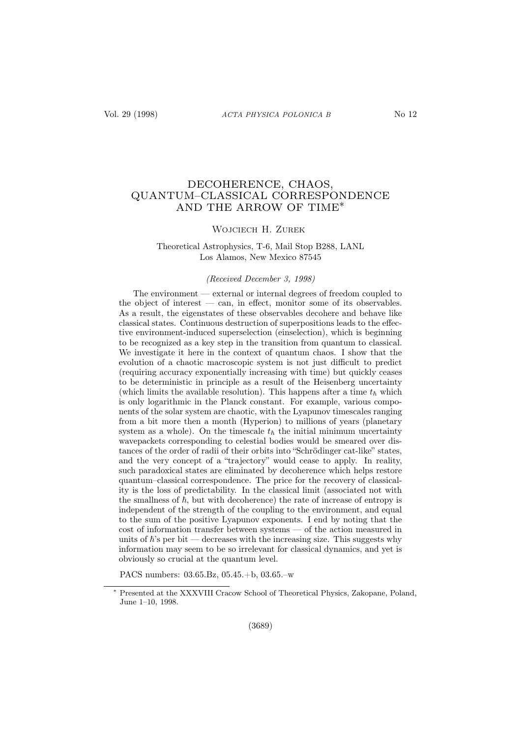# DECOHERENCE, CHAOS, QUANTUM–CLASSICAL CORRESPONDENCE AND THE ARROW OF TIME*

Wojciech H. Zurek

Theoretical Astrophysics, T-6, Mail Stop B288, LANL
Los Alamos, New Mexico 87545

*(Received December 3, 1998)*

The environment — external or internal degrees of freedom coupled to the object of interest — can, in effect, monitor some of its observables. As a result, the eigenstates of these observables decohere and behave like classical states. Continuous destruction of superpositions leads to the effective environment-induced superselection (einselection), which is beginning to be recognized as a key step in the transition from quantum to classical. We investigate it here in the context of quantum chaos. I show that the evolution of a chaotic macroscopic system is not just difficult to predict (requiring accuracy exponentially increasing with time) but quickly ceases to be deterministic in principle as a result of the Heisenberg uncertainty (which limits the available resolution). This happens after a time $t_\hbar$ which is only logarithmic in the Planck constant. For example, various components of the solar system are chaotic, with the Lyapunov timescales ranging from a bit more then a month (Hyperion) to millions of years (planetary system as a whole). On the timescale $t_\hbar$ the initial minimum uncertainty wavepackets corresponding to celestial bodies would be smeared over distances of the order of radii of their orbits into "Schrödinger cat-like" states, and the very concept of a "trajectory" would cease to apply. In reality, such paradoxical states are eliminated by decoherence which helps restore quantum–classical correspondence. The price for the recovery of classicality is the loss of predictability. In the classical limit (associated not with the smallness of $\hbar$, but with decoherence) the rate of increase of entropy is independent of the strength of the coupling to the environment, and equal to the sum of the positive Lyapunov exponents. I end by noting that the cost of information transfer between systems — of the action measured in units of $\hbar$'s per bit — decreases with the increasing size. This suggests why information may seem to be so irrelevant for classical dynamics, and yet is obviously so crucial at the quantum level.

PACS numbers: 03.65.Bz, 05.45.+b, 03.65.–w

---

* Presented at the XXXVIII Cracow School of Theoretical Physics, Zakopane, Poland, June 1–10, 1998.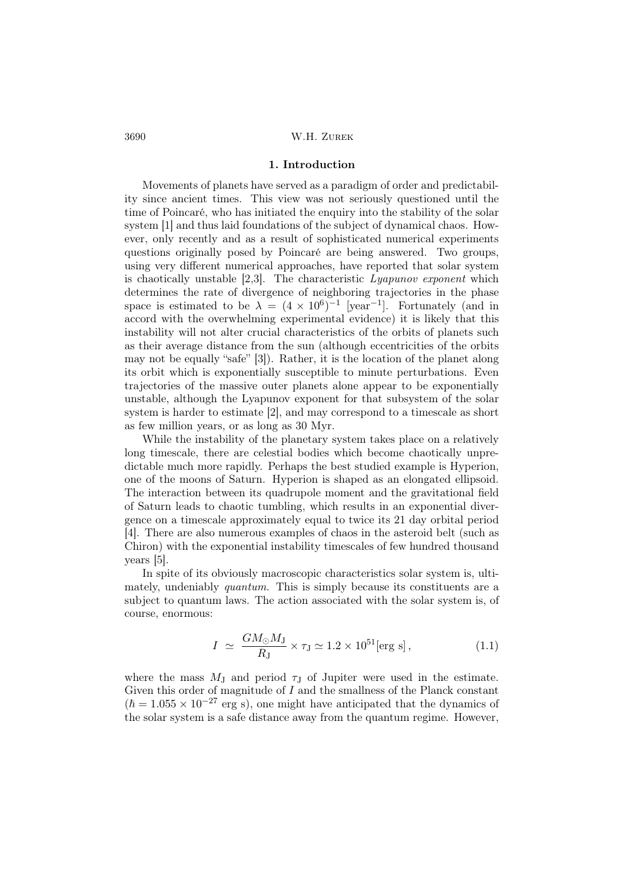## 1. Introduction

Movements of planets have served as a paradigm of order and predictability since ancient times. This view was not seriously questioned until the time of Poincaré, who has initiated the enquiry into the stability of the solar system [1] and thus laid foundations of the subject of dynamical chaos. However, only recently and as a result of sophisticated numerical experiments questions originally posed by Poincaré are being answered. Two groups, using very different numerical approaches, have reported that solar system is chaotically unstable [2,3]. The characteristic *Lyapunov exponent* which determines the rate of divergence of neighboring trajectories in the phase space is estimated to be $\lambda = (4 \times 10^6)^{-1}$ [year$^{-1}$]. Fortunately (and in accord with the overwhelming experimental evidence) it is likely that this instability will not alter crucial characteristics of the orbits of planets such as their average distance from the sun (although eccentricities of the orbits may not be equally "safe" [3]). Rather, it is the location of the planet along its orbit which is exponentially susceptible to minute perturbations. Even trajectories of the massive outer planets alone appear to be exponentially unstable, although the Lyapunov exponent for that subsystem of the solar system is harder to estimate [2], and may correspond to a timescale as short as few million years, or as long as 30 Myr.

While the instability of the planetary system takes place on a relatively long timescale, there are celestial bodies which become chaotically unpredictable much more rapidly. Perhaps the best studied example is Hyperion, one of the moons of Saturn. Hyperion is shaped as an elongated ellipsoid. The interaction between its quadrupole moment and the gravitational field of Saturn leads to chaotic tumbling, which results in an exponential divergence on a timescale approximately equal to twice its 21 day orbital period [4]. There are also numerous examples of chaos in the asteroid belt (such as Chiron) with the exponential instability timescales of few hundred thousand years [5].

In spite of its obviously macroscopic characteristics solar system is, ultimately, undeniably *quantum*. This is simply because its constituents are a subject to quantum laws. The action associated with the solar system is, of course, enormous:

$$I \simeq \frac{GM_{\odot}M_{\rm J}}{R_{\rm J}} \times \tau_{\rm J} \simeq 1.2 \times 10^{51} [\text{erg s}] , \tag{1.1}$$

where the mass $M_{\rm J}$ and period $\tau_{\rm J}$ of Jupiter were used in the estimate. Given this order of magnitude of $I$ and the smallness of the Planck constant ($\hbar = 1.055 \times 10^{-27}$ erg s), one might have anticipated that the dynamics of the solar system is a safe distance away from the quantum regime. However,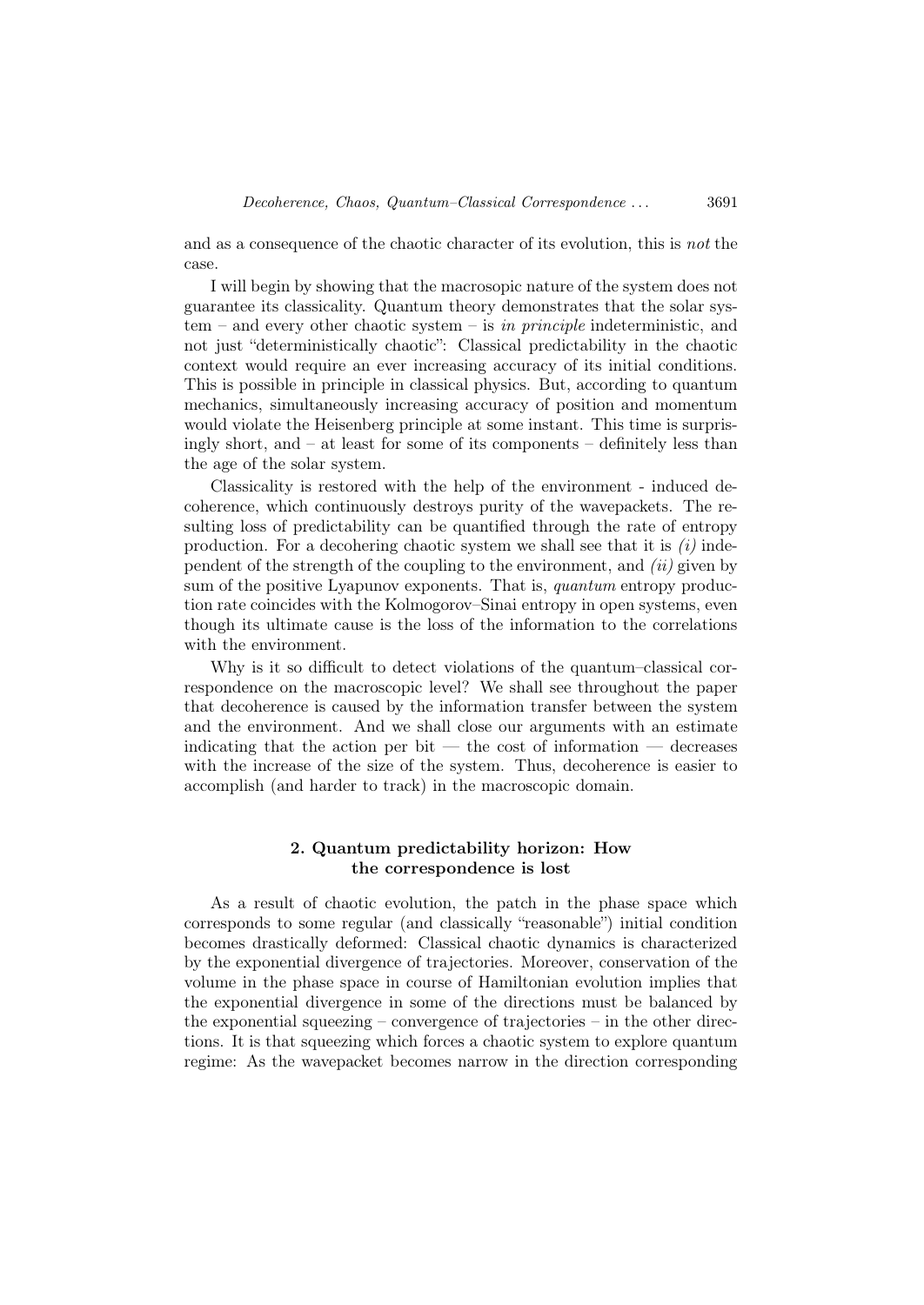and as a consequence of the chaotic character of its evolution, this is *not* the case.

I will begin by showing that the macrosopic nature of the system does not guarantee its classicality. Quantum theory demonstrates that the solar system – and every other chaotic system – is *in principle* indeterministic, and not just "deterministically chaotic": Classical predictability in the chaotic context would require an ever increasing accuracy of its initial conditions. This is possible in principle in classical physics. But, according to quantum mechanics, simultaneously increasing accuracy of position and momentum would violate the Heisenberg principle at some instant. This time is surprisingly short, and – at least for some of its components – definitely less than the age of the solar system.

Classicality is restored with the help of the environment - induced decoherence, which continuously destroys purity of the wavepackets. The resulting loss of predictability can be quantified through the rate of entropy production. For a decohering chaotic system we shall see that it is *(i)* independent of the strength of the coupling to the environment, and *(ii)* given by sum of the positive Lyapunov exponents. That is, *quantum* entropy production rate coincides with the Kolmogorov–Sinai entropy in open systems, even though its ultimate cause is the loss of the information to the correlations with the environment.

Why is it so difficult to detect violations of the quantum–classical correspondence on the macroscopic level? We shall see throughout the paper that decoherence is caused by the information transfer between the system and the environment. And we shall close our arguments with an estimate indicating that the action per bit — the cost of information — decreases with the increase of the size of the system. Thus, decoherence is easier to accomplish (and harder to track) in the macroscopic domain.

## 2. Quantum predictability horizon: How the correspondence is lost

As a result of chaotic evolution, the patch in the phase space which corresponds to some regular (and classically "reasonable") initial condition becomes drastically deformed: Classical chaotic dynamics is characterized by the exponential divergence of trajectories. Moreover, conservation of the volume in the phase space in course of Hamiltonian evolution implies that the exponential divergence in some of the directions must be balanced by the exponential squeezing – convergence of trajectories – in the other directions. It is that squeezing which forces a chaotic system to explore quantum regime: As the wavepacket becomes narrow in the direction corresponding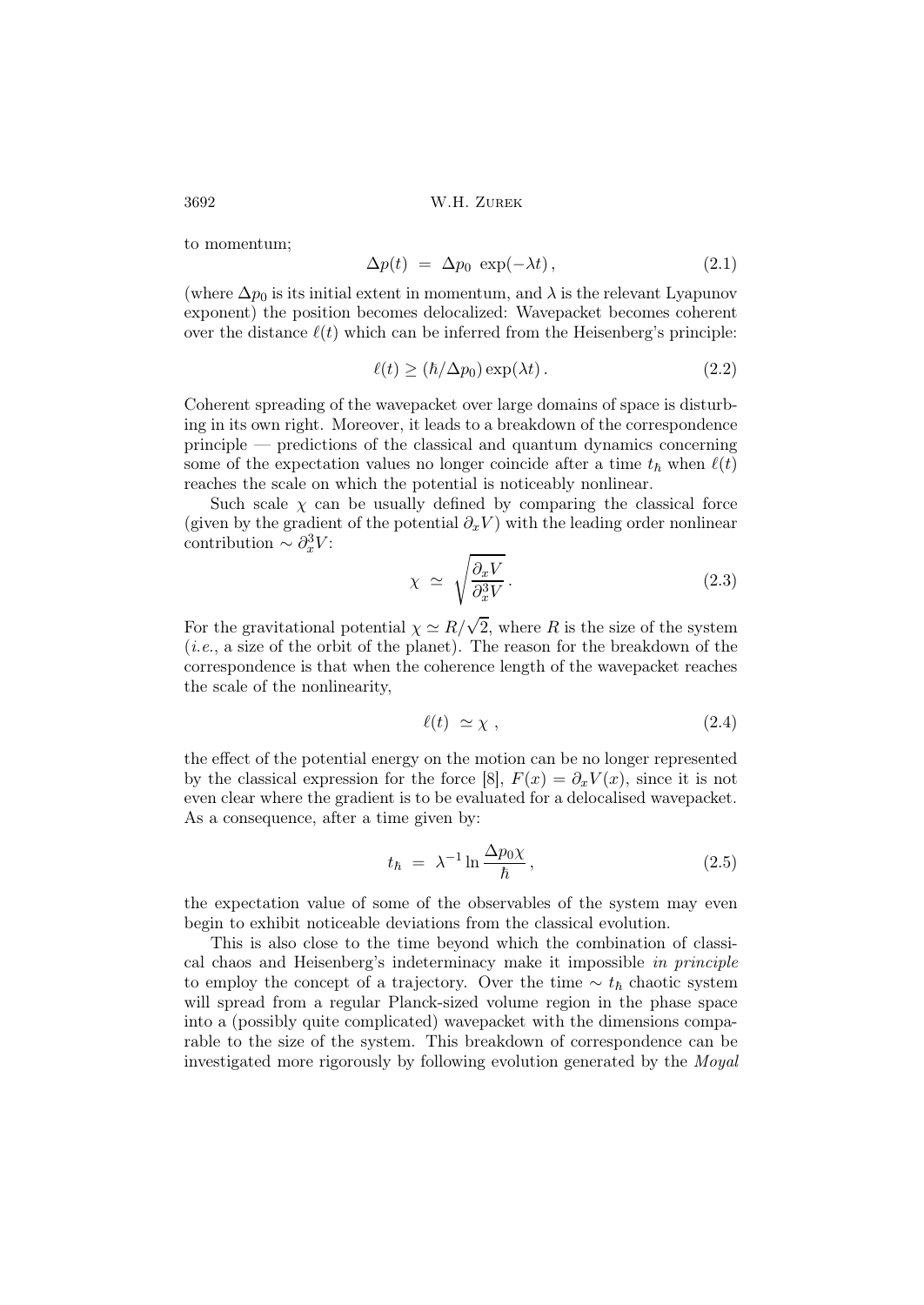to momentum;

$$\Delta p(t) \ = \ \Delta p_0 \ \exp(-\lambda t)\,, \tag{2.1}$$

(where $\Delta p_0$ is its initial extent in momentum, and $\lambda$ is the relevant Lyapunov exponent) the position becomes delocalized: Wavepacket becomes coherent over the distance $\ell(t)$ which can be inferred from the Heisenberg's principle:

$$\ell(t) \geq (\hbar/\Delta p_0)\exp(\lambda t)\,. \tag{2.2}$$

Coherent spreading of the wavepacket over large domains of space is disturbing in its own right. Moreover, it leads to a breakdown of the correspondence principle — predictions of the classical and quantum dynamics concerning some of the expectation values no longer coincide after a time $t_\hbar$ when $\ell(t)$ reaches the scale on which the potential is noticeably nonlinear.

Such scale $\chi$ can be usually defined by comparing the classical force (given by the gradient of the potential $\partial_x V$) with the leading order nonlinear contribution $\sim \partial_x^3 V$:

$$\chi \ \simeq \ \sqrt{\frac{\partial_x V}{\partial_x^3 V}}\,. \tag{2.3}$$

For the gravitational potential $\chi \simeq R/\sqrt{2}$, where $R$ is the size of the system (*i.e.*, a size of the orbit of the planet). The reason for the breakdown of the correspondence is that when the coherence length of the wavepacket reaches the scale of the nonlinearity,

$$\ell(t) \ \simeq \chi \ , \tag{2.4}$$

the effect of the potential energy on the motion can be no longer represented by the classical expression for the force [8], $F(x) = \partial_x V(x)$, since it is not even clear where the gradient is to be evaluated for a delocalised wavepacket. As a consequence, after a time given by:

$$t_\hbar \ = \ \lambda^{-1} \ln \frac{\Delta p_0 \chi}{\hbar}\,, \tag{2.5}$$

the expectation value of some of the observables of the system may even begin to exhibit noticeable deviations from the classical evolution.

This is also close to the time beyond which the combination of classical chaos and Heisenberg's indeterminacy make it impossible *in principle* to employ the concept of a trajectory. Over the time $\sim t_\hbar$ chaotic system will spread from a regular Planck-sized volume region in the phase space into a (possibly quite complicated) wavepacket with the dimensions comparable to the size of the system. This breakdown of correspondence can be investigated more rigorously by following evolution generated by the *Moyal*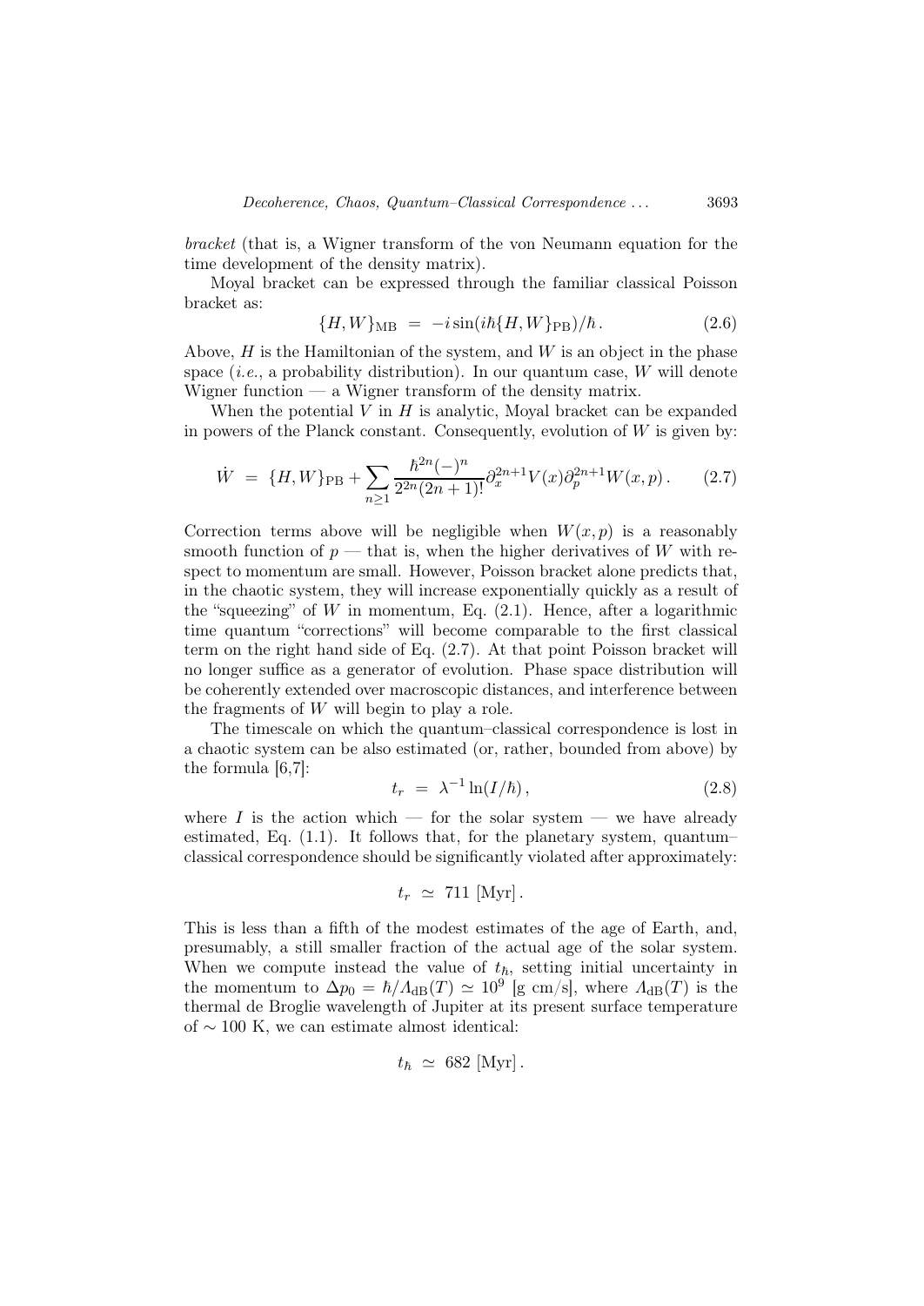*bracket* (that is, a Wigner transform of the von Neumann equation for the time development of the density matrix).

Moyal bracket can be expressed through the familiar classical Poisson bracket as:

$$\{H, W\}_{\rm MB} \;=\; -i \sin(i\hbar\{H, W\}_{\rm PB})/\hbar \,. \tag{2.6}$$

Above, $H$ is the Hamiltonian of the system, and $W$ is an object in the phase space (*i.e.*, a probability distribution). In our quantum case, $W$ will denote Wigner function — a Wigner transform of the density matrix.

When the potential $V$ in $H$ is analytic, Moyal bracket can be expanded in powers of the Planck constant. Consequently, evolution of $W$ is given by:

$$\dot{W} \;=\; \{H, W\}_{\rm PB} + \sum_{n \geq 1} \frac{\hbar^{2n}(-)^n}{2^{2n}(2n+1)!} \partial_x^{2n+1} V(x) \partial_p^{2n+1} W(x,p) \,. \tag{2.7}$$

Correction terms above will be negligible when $W(x,p)$ is a reasonably smooth function of $p$ — that is, when the higher derivatives of $W$ with respect to momentum are small. However, Poisson bracket alone predicts that, in the chaotic system, they will increase exponentially quickly as a result of the "squeezing" of $W$ in momentum, Eq. (2.1). Hence, after a logarithmic time quantum "corrections" will become comparable to the first classical term on the right hand side of Eq. (2.7). At that point Poisson bracket will no longer suffice as a generator of evolution. Phase space distribution will be coherently extended over macroscopic distances, and interference between the fragments of $W$ will begin to play a role.

The timescale on which the quantum–classical correspondence is lost in a chaotic system can be also estimated (or, rather, bounded from above) by the formula [6,7]:

$$t_r \;=\; \lambda^{-1} \ln(I/\hbar) \,, \tag{2.8}$$

where $I$ is the action which — for the solar system — we have already estimated, Eq. (1.1). It follows that, for the planetary system, quantum–classical correspondence should be significantly violated after approximately:

$$t_r \;\simeq\; 711 \;[\text{Myr}] \,.$$

This is less than a fifth of the modest estimates of the age of Earth, and, presumably, a still smaller fraction of the actual age of the solar system. When we compute instead the value of $t_\hbar$, setting initial uncertainty in the momentum to $\Delta p_0 = \hbar/\Lambda_{\rm dB}(T) \simeq 10^9$ [g cm/s], where $\Lambda_{\rm dB}(T)$ is the thermal de Broglie wavelength of Jupiter at its present surface temperature of $\sim 100$ K, we can estimate almost identical:

$$t_\hbar \;\simeq\; 682 \;[\text{Myr}] \,.$$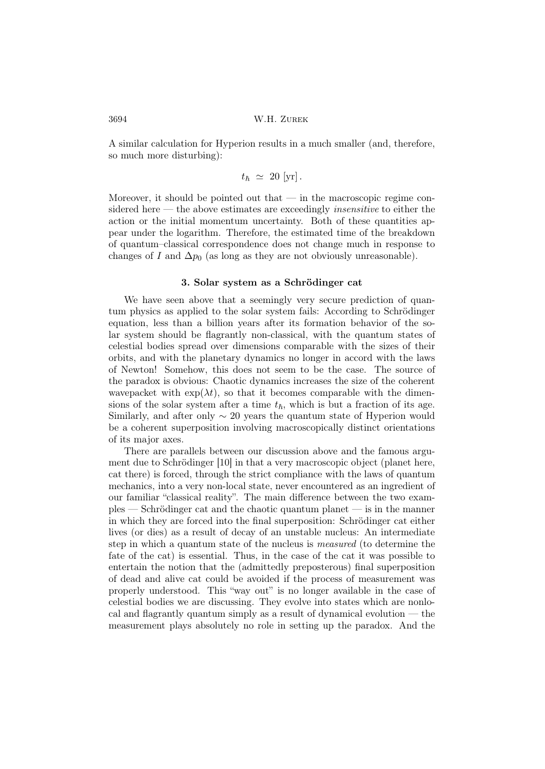A similar calculation for Hyperion results in a much smaller (and, therefore, so much more disturbing):

$$t_\hbar \simeq 20 \text{ [yr]}.$$

Moreover, it should be pointed out that — in the macroscopic regime considered here — the above estimates are exceedingly *insensitive* to either the action or the initial momentum uncertainty. Both of these quantities appear under the logarithm. Therefore, the estimated time of the breakdown of quantum–classical correspondence does not change much in response to changes of $I$ and $\Delta p_0$ (as long as they are not obviously unreasonable).

### 3. Solar system as a Schrödinger cat

We have seen above that a seemingly very secure prediction of quantum physics as applied to the solar system fails: According to Schrödinger equation, less than a billion years after its formation behavior of the solar system should be flagrantly non-classical, with the quantum states of celestial bodies spread over dimensions comparable with the sizes of their orbits, and with the planetary dynamics no longer in accord with the laws of Newton! Somehow, this does not seem to be the case. The source of the paradox is obvious: Chaotic dynamics increases the size of the coherent wavepacket with $\exp(\lambda t)$, so that it becomes comparable with the dimensions of the solar system after a time $t_\hbar$, which is but a fraction of its age. Similarly, and after only $\sim 20$ years the quantum state of Hyperion would be a coherent superposition involving macroscopically distinct orientations of its major axes.

There are parallels between our discussion above and the famous argument due to Schrödinger [10] in that a very macroscopic object (planet here, cat there) is forced, through the strict compliance with the laws of quantum mechanics, into a very non-local state, never encountered as an ingredient of our familiar "classical reality". The main difference between the two examples — Schrödinger cat and the chaotic quantum planet — is in the manner in which they are forced into the final superposition: Schrödinger cat either lives (or dies) as a result of decay of an unstable nucleus: An intermediate step in which a quantum state of the nucleus is *measured* (to determine the fate of the cat) is essential. Thus, in the case of the cat it was possible to entertain the notion that the (admittedly preposterous) final superposition of dead and alive cat could be avoided if the process of measurement was properly understood. This "way out" is no longer available in the case of celestial bodies we are discussing. They evolve into states which are nonlocal and flagrantly quantum simply as a result of dynamical evolution — the measurement plays absolutely no role in setting up the paradox. And the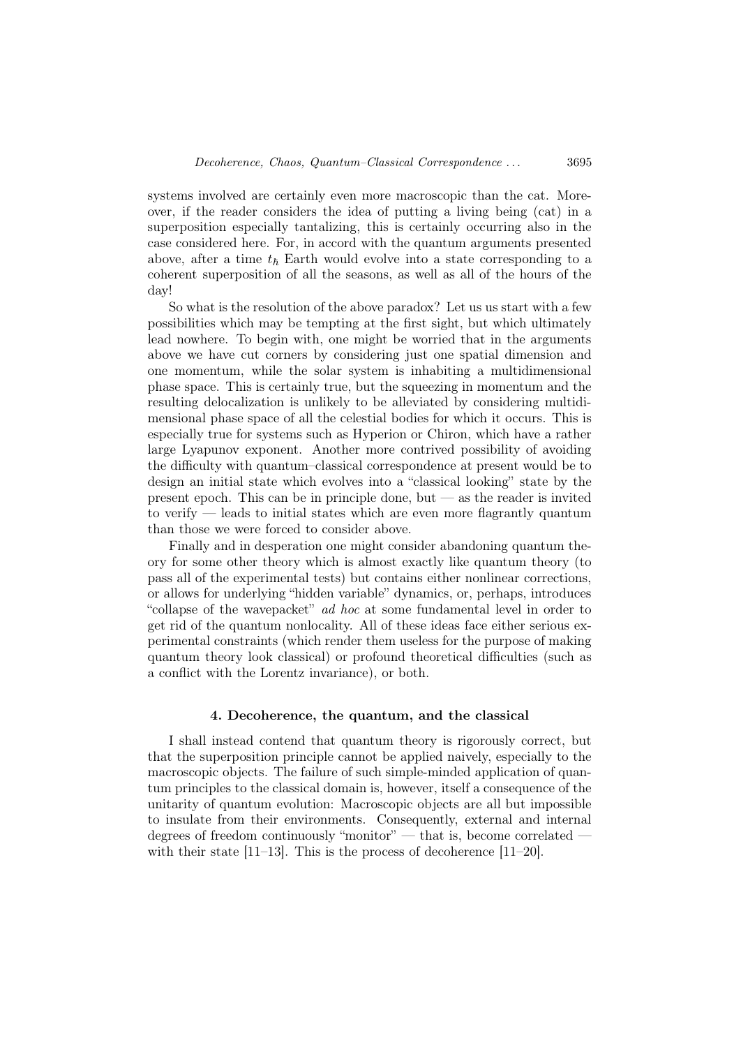systems involved are certainly even more macroscopic than the cat. Moreover, if the reader considers the idea of putting a living being (cat) in a superposition especially tantalizing, this is certainly occurring also in the case considered here. For, in accord with the quantum arguments presented above, after a time $t_\hbar$ Earth would evolve into a state corresponding to a coherent superposition of all the seasons, as well as all of the hours of the day!

So what is the resolution of the above paradox? Let us us start with a few possibilities which may be tempting at the first sight, but which ultimately lead nowhere. To begin with, one might be worried that in the arguments above we have cut corners by considering just one spatial dimension and one momentum, while the solar system is inhabiting a multidimensional phase space. This is certainly true, but the squeezing in momentum and the resulting delocalization is unlikely to be alleviated by considering multidimensional phase space of all the celestial bodies for which it occurs. This is especially true for systems such as Hyperion or Chiron, which have a rather large Lyapunov exponent. Another more contrived possibility of avoiding the difficulty with quantum–classical correspondence at present would be to design an initial state which evolves into a "classical looking" state by the present epoch. This can be in principle done, but — as the reader is invited to verify — leads to initial states which are even more flagrantly quantum than those we were forced to consider above.

Finally and in desperation one might consider abandoning quantum theory for some other theory which is almost exactly like quantum theory (to pass all of the experimental tests) but contains either nonlinear corrections, or allows for underlying "hidden variable" dynamics, or, perhaps, introduces "collapse of the wavepacket" *ad hoc* at some fundamental level in order to get rid of the quantum nonlocality. All of these ideas face either serious experimental constraints (which render them useless for the purpose of making quantum theory look classical) or profound theoretical difficulties (such as a conflict with the Lorentz invariance), or both.

## 4. Decoherence, the quantum, and the classical

I shall instead contend that quantum theory is rigorously correct, but that the superposition principle cannot be applied naively, especially to the macroscopic objects. The failure of such simple-minded application of quantum principles to the classical domain is, however, itself a consequence of the unitarity of quantum evolution: Macroscopic objects are all but impossible to insulate from their environments. Consequently, external and internal degrees of freedom continuously "monitor" — that is, become correlated — with their state [11–13]. This is the process of decoherence [11–20].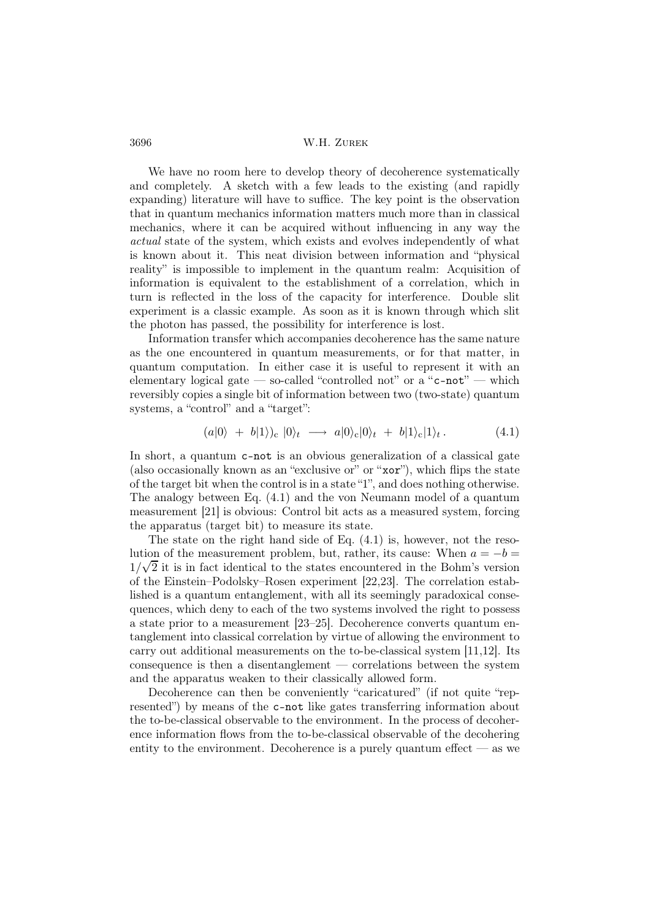We have no room here to develop theory of decoherence systematically and completely. A sketch with a few leads to the existing (and rapidly expanding) literature will have to suffice. The key point is the observation that in quantum mechanics information matters much more than in classical mechanics, where it can be acquired without influencing in any way the *actual* state of the system, which exists and evolves independently of what is known about it. This neat division between information and "physical reality" is impossible to implement in the quantum realm: Acquisition of information is equivalent to the establishment of a correlation, which in turn is reflected in the loss of the capacity for interference. Double slit experiment is a classic example. As soon as it is known through which slit the photon has passed, the possibility for interference is lost.

Information transfer which accompanies decoherence has the same nature as the one encountered in quantum measurements, or for that matter, in quantum computation. In either case it is useful to represent it with an elementary logical gate — so-called "controlled not" or a "`c-not`" — which reversibly copies a single bit of information between two (two-state) quantum systems, a "control" and a "target":

$$(a|0\rangle \ + \ b|1\rangle)_{\rm c} \ |0\rangle_t \ \longrightarrow \ a|0\rangle_{\rm c}|0\rangle_t \ + \ b|1\rangle_{\rm c}|1\rangle_t \, . \tag{4.1}$$

In short, a quantum `c-not` is an obvious generalization of a classical gate (also occasionally known as an "exclusive or" or "`xor`"), which flips the state of the target bit when the control is in a state "1", and does nothing otherwise. The analogy between Eq. (4.1) and the von Neumann model of a quantum measurement [21] is obvious: Control bit acts as a measured system, forcing the apparatus (target bit) to measure its state.

The state on the right hand side of Eq. (4.1) is, however, not the resolution of the measurement problem, but, rather, its cause: When $a = -b = 1/\sqrt{2}$ it is in fact identical to the states encountered in the Bohm's version of the Einstein–Podolsky–Rosen experiment [22,23]. The correlation established is a quantum entanglement, with all its seemingly paradoxical consequences, which deny to each of the two systems involved the right to possess a state prior to a measurement [23–25]. Decoherence converts quantum entanglement into classical correlation by virtue of allowing the environment to carry out additional measurements on the to-be-classical system [11,12]. Its consequence is then a disentanglement — correlations between the system and the apparatus weaken to their classically allowed form.

Decoherence can then be conveniently "caricatured" (if not quite "represented") by means of the `c-not` like gates transferring information about the to-be-classical observable to the environment. In the process of decoherence information flows from the to-be-classical observable of the decohering entity to the environment. Decoherence is a purely quantum effect — as we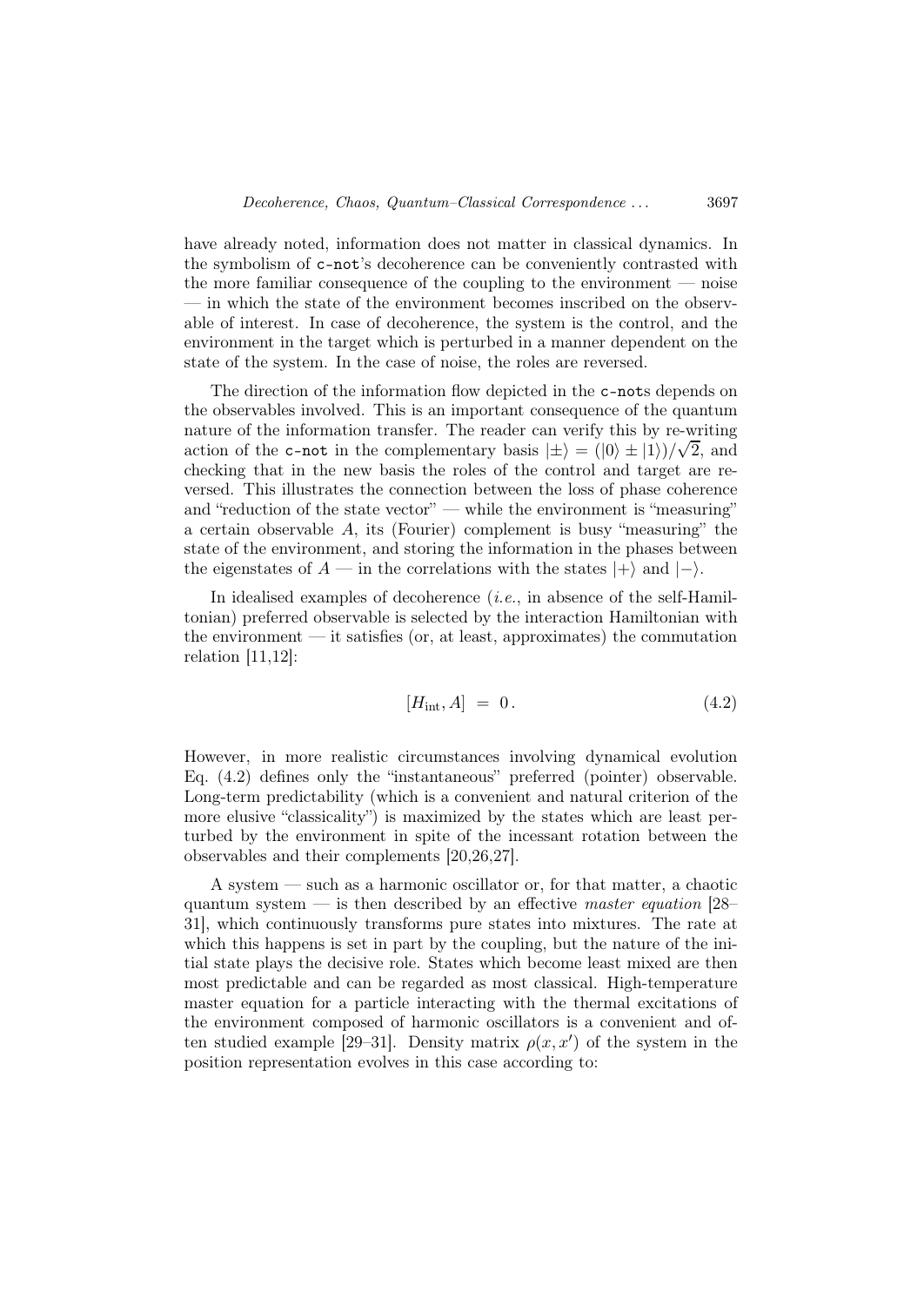have already noted, information does not matter in classical dynamics. In the symbolism of `c-not`'s decoherence can be conveniently contrasted with the more familiar consequence of the coupling to the environment — noise — in which the state of the environment becomes inscribed on the observable of interest. In case of decoherence, the system is the control, and the environment in the target which is perturbed in a manner dependent on the state of the system. In the case of noise, the roles are reversed.

The direction of the information flow depicted in the `c-not`s depends on the observables involved. This is an important consequence of the quantum nature of the information transfer. The reader can verify this by re-writing action of the `c-not` in the complementary basis $|\pm\rangle = (|0\rangle \pm |1\rangle)/\sqrt{2}$, and checking that in the new basis the roles of the control and target are reversed. This illustrates the connection between the loss of phase coherence and "reduction of the state vector" — while the environment is "measuring" a certain observable $A$, its (Fourier) complement is busy "measuring" the state of the environment, and storing the information in the phases between the eigenstates of $A$ — in the correlations with the states $|+\rangle$ and $|-\rangle$.

In idealised examples of decoherence (*i.e.*, in absence of the self-Hamiltonian) preferred observable is selected by the interaction Hamiltonian with the environment — it satisfies (or, at least, approximates) the commutation relation [11,12]:

$$[H_{\text{int}}, A] \; = \; 0\,. \tag{4.2}$$

However, in more realistic circumstances involving dynamical evolution Eq. (4.2) defines only the "instantaneous" preferred (pointer) observable. Long-term predictability (which is a convenient and natural criterion of the more elusive "classicality") is maximized by the states which are least perturbed by the environment in spite of the incessant rotation between the observables and their complements [20,26,27].

A system — such as a harmonic oscillator or, for that matter, a chaotic quantum system — is then described by an effective *master equation* [28–31], which continuously transforms pure states into mixtures. The rate at which this happens is set in part by the coupling, but the nature of the initial state plays the decisive role. States which become least mixed are then most predictable and can be regarded as most classical. High-temperature master equation for a particle interacting with the thermal excitations of the environment composed of harmonic oscillators is a convenient and often studied example [29–31]. Density matrix $\rho(x,x')$ of the system in the position representation evolves in this case according to: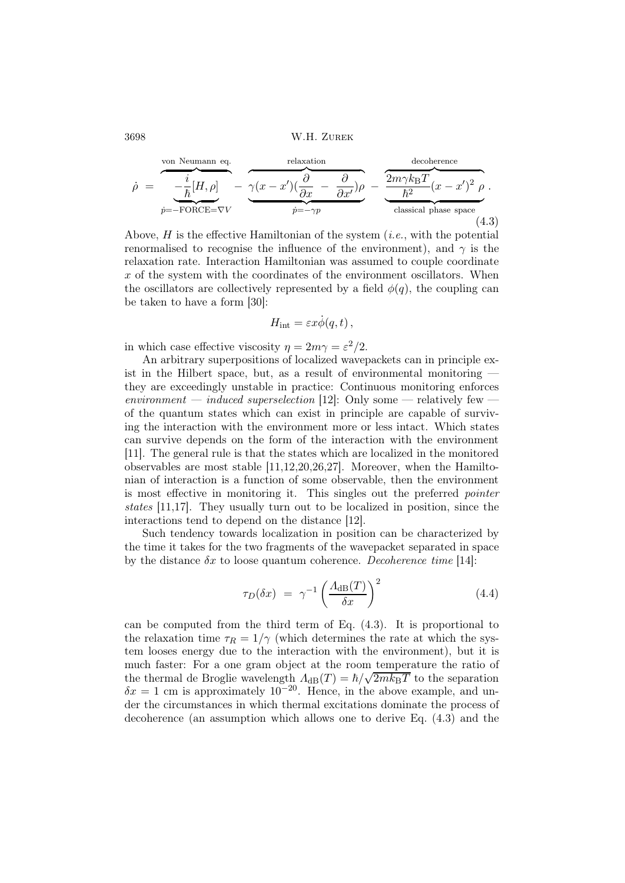$$\dot{\rho} \;=\; \overbrace{\underbrace{-\frac{i}{\hbar}[H,\rho]}_{\dot{p}=-\mathrm{FORCE}=\nabla V}}^{\text{von Neumann eq.}} \;-\; \overbrace{\underbrace{\gamma(x-x')(\frac{\partial}{\partial x}\;-\;\frac{\partial}{\partial x'})\rho}_{\dot{p}=-\gamma p}}^{\text{relaxation}} \;-\; \overbrace{\underbrace{\frac{2m\gamma k_{\mathrm{B}}T}{\hbar^2}(x-x')^2\;\rho}_{\text{classical phase space}}}^{\text{decoherence}}\,. \tag{4.3}$$

Above, $H$ is the effective Hamiltonian of the system (*i.e.*, with the potential renormalised to recognise the influence of the environment), and $\gamma$ is the relaxation rate. Interaction Hamiltonian was assumed to couple coordinate $x$ of the system with the coordinates of the environment oscillators. When the oscillators are collectively represented by a field $\phi(q)$, the coupling can be taken to have a form [30]:

$$H_{\mathrm{int}} = \varepsilon x \dot{\phi}(q,t)\,,$$

in which case effective viscosity $\eta = 2m\gamma = \varepsilon^2/2$.

An arbitrary superpositions of localized wavepackets can in principle exist in the Hilbert space, but, as a result of environmental monitoring — they are exceedingly unstable in practice: Continuous monitoring enforces *environment — induced superselection* [12]: Only some — relatively few — of the quantum states which can exist in principle are capable of surviving the interaction with the environment more or less intact. Which states can survive depends on the form of the interaction with the environment [11]. The general rule is that the states which are localized in the monitored observables are most stable [11,12,20,26,27]. Moreover, when the Hamiltonian of interaction is a function of some observable, then the environment is most effective in monitoring it. This singles out the preferred *pointer states* [11,17]. They usually turn out to be localized in position, since the interactions tend to depend on the distance [12].

Such tendency towards localization in position can be characterized by the time it takes for the two fragments of the wavepacket separated in space by the distance $\delta x$ to loose quantum coherence. *Decoherence time* [14]:

$$\tau_D(\delta x) \;=\; \gamma^{-1}\left(\frac{\Lambda_{\mathrm{dB}}(T)}{\delta x}\right)^2 \tag{4.4}$$

can be computed from the third term of Eq. (4.3). It is proportional to the relaxation time $\tau_R = 1/\gamma$ (which determines the rate at which the system looses energy due to the interaction with the environment), but it is much faster: For a one gram object at the room temperature the ratio of the thermal de Broglie wavelength $\Lambda_{\mathrm{dB}}(T) = \hbar/\sqrt{2mk_{\mathrm{B}}T}$ to the separation $\delta x = 1$ cm is approximately $10^{-20}$. Hence, in the above example, and under the circumstances in which thermal excitations dominate the process of decoherence (an assumption which allows one to derive Eq. (4.3) and the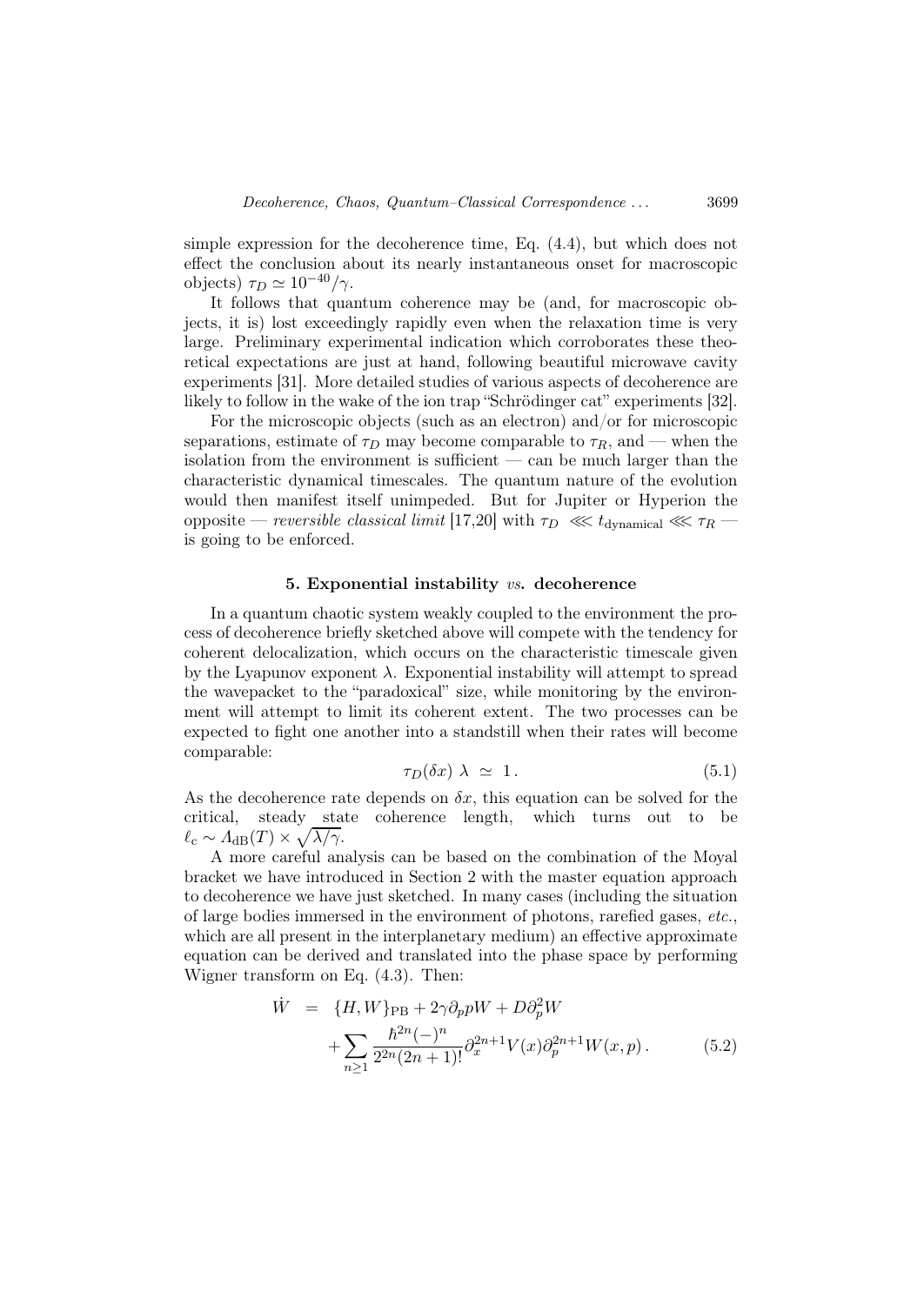simple expression for the decoherence time, Eq. (4.4), but which does not effect the conclusion about its nearly instantaneous onset for macroscopic objects) $\tau_D \simeq 10^{-40}/\gamma$.

It follows that quantum coherence may be (and, for macroscopic objects, it is) lost exceedingly rapidly even when the relaxation time is very large. Preliminary experimental indication which corroborates these theoretical expectations are just at hand, following beautiful microwave cavity experiments [31]. More detailed studies of various aspects of decoherence are likely to follow in the wake of the ion trap "Schrödinger cat" experiments [32].

For the microscopic objects (such as an electron) and/or for microscopic separations, estimate of $\tau_D$ may become comparable to $\tau_R$, and — when the isolation from the environment is sufficient — can be much larger than the characteristic dynamical timescales. The quantum nature of the evolution would then manifest itself unimpeded. But for Jupiter or Hyperion the opposite — *reversible classical limit* [17,20] with $\tau_D \lll t_{\mathrm{dynamical}} \lll \tau_R$ — is going to be enforced.

## 5. Exponential instability *vs.* decoherence

In a quantum chaotic system weakly coupled to the environment the process of decoherence briefly sketched above will compete with the tendency for coherent delocalization, which occurs on the characteristic timescale given by the Lyapunov exponent $\lambda$. Exponential instability will attempt to spread the wavepacket to the "paradoxical" size, while monitoring by the environment will attempt to limit its coherent extent. The two processes can be expected to fight one another into a standstill when their rates will become comparable:

$$\tau_D(\delta x)\ \lambda\ \simeq\ 1\,. \tag{5.1}$$

As the decoherence rate depends on $\delta x$, this equation can be solved for the critical, steady state coherence length, which turns out to be $\ell_c \sim \Lambda_{\mathrm{dB}}(T) \times \sqrt{\lambda/\gamma}$.

A more careful analysis can be based on the combination of the Moyal bracket we have introduced in Section 2 with the master equation approach to decoherence we have just sketched. In many cases (including the situation of large bodies immersed in the environment of photons, rarefied gases, *etc.*, which are all present in the interplanetary medium) an effective approximate equation can be derived and translated into the phase space by performing Wigner transform on Eq. (4.3). Then:

$$\begin{aligned} \dot{W} &= \{H, W\}_{\mathrm{PB}} + 2\gamma \partial_p p W + D \partial_p^2 W \\ &\quad + \sum_{n \geq 1} \frac{\hbar^{2n} (-)^n}{2^{2n}(2n+1)!} \partial_x^{2n+1} V(x) \partial_p^{2n+1} W(x,p)\,. \end{aligned} \tag{5.2}$$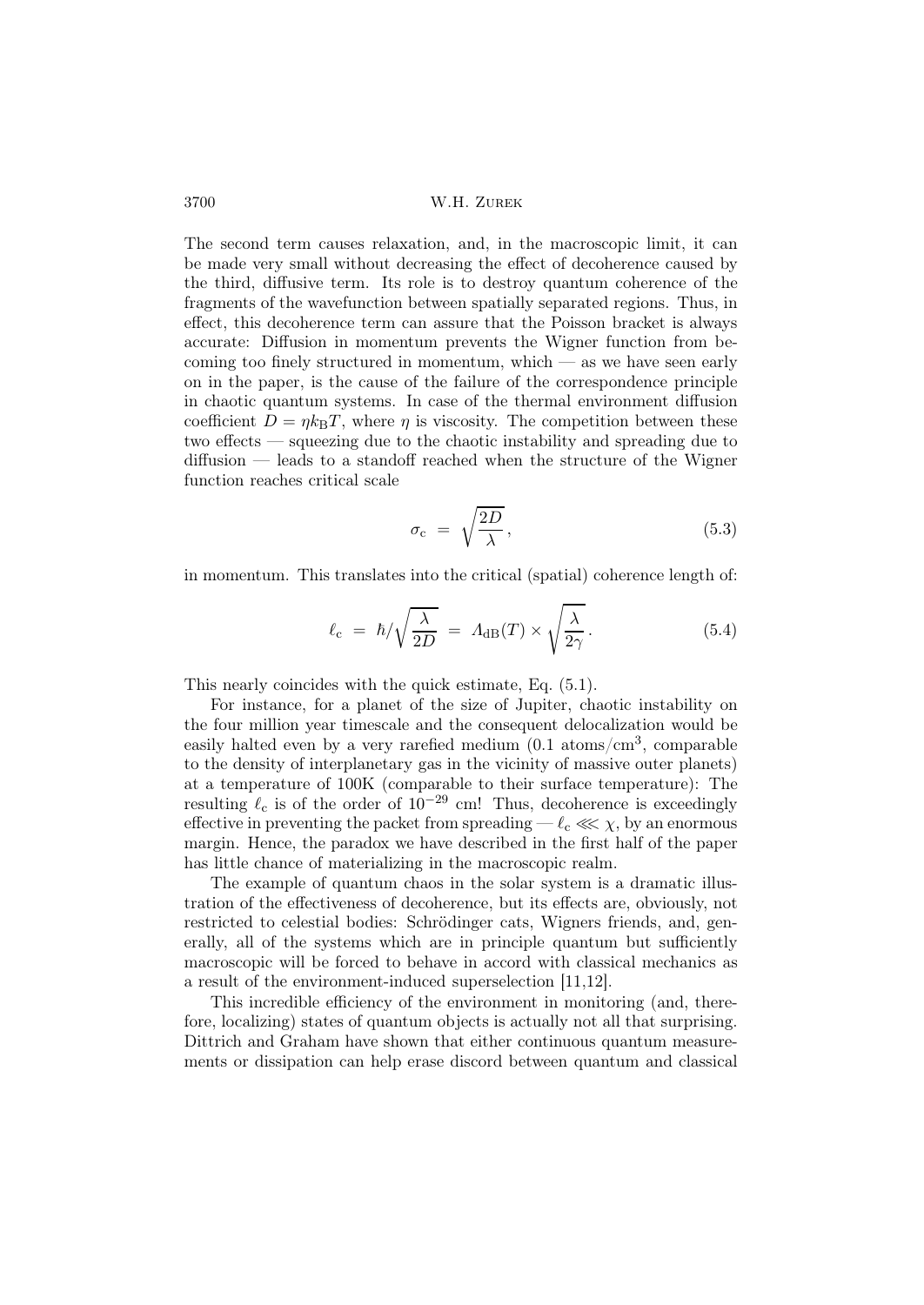The second term causes relaxation, and, in the macroscopic limit, it can be made very small without decreasing the effect of decoherence caused by the third, diffusive term. Its role is to destroy quantum coherence of the fragments of the wavefunction between spatially separated regions. Thus, in effect, this decoherence term can assure that the Poisson bracket is always accurate: Diffusion in momentum prevents the Wigner function from becoming too finely structured in momentum, which — as we have seen early on in the paper, is the cause of the failure of the correspondence principle in chaotic quantum systems. In case of the thermal environment diffusion coefficient $D = \eta k_{\rm B} T$, where $\eta$ is viscosity. The competition between these two effects — squeezing due to the chaotic instability and spreading due to diffusion — leads to a standoff reached when the structure of the Wigner function reaches critical scale

$$\sigma_{\rm c} \; = \; \sqrt{\frac{2D}{\lambda}} \, , \tag{5.3}$$

in momentum. This translates into the critical (spatial) coherence length of:

$$\ell_{\rm c} \; = \; \hbar / \sqrt{\frac{\lambda}{2D}} \; = \; \Lambda_{\rm dB}(T) \times \sqrt{\frac{\lambda}{2\gamma}} \, . \tag{5.4}$$

This nearly coincides with the quick estimate, Eq. (5.1).

For instance, for a planet of the size of Jupiter, chaotic instability on the four million year timescale and the consequent delocalization would be easily halted even by a very rarefied medium (0.1 atoms/cm$^3$, comparable to the density of interplanetary gas in the vicinity of massive outer planets) at a temperature of 100K (comparable to their surface temperature): The resulting $\ell_{\rm c}$ is of the order of $10^{-29}$ cm! Thus, decoherence is exceedingly effective in preventing the packet from spreading — $\ell_{\rm c} \lll \chi$, by an enormous margin. Hence, the paradox we have described in the first half of the paper has little chance of materializing in the macroscopic realm.

The example of quantum chaos in the solar system is a dramatic illustration of the effectiveness of decoherence, but its effects are, obviously, not restricted to celestial bodies: Schrödinger cats, Wigners friends, and, generally, all of the systems which are in principle quantum but sufficiently macroscopic will be forced to behave in accord with classical mechanics as a result of the environment-induced superselection [11,12].

This incredible efficiency of the environment in monitoring (and, therefore, localizing) states of quantum objects is actually not all that surprising. Dittrich and Graham have shown that either continuous quantum measurements or dissipation can help erase discord between quantum and classical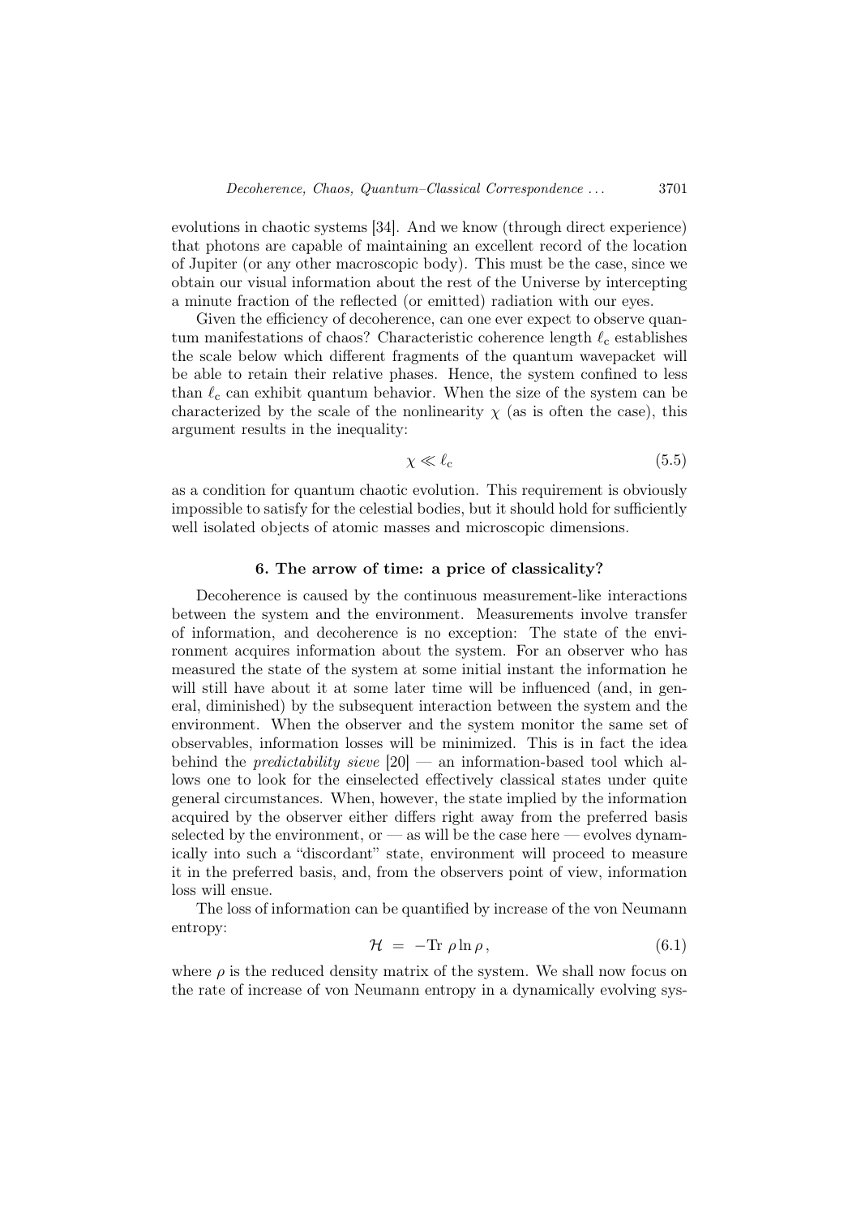evolutions in chaotic systems [34]. And we know (through direct experience) that photons are capable of maintaining an excellent record of the location of Jupiter (or any other macroscopic body). This must be the case, since we obtain our visual information about the rest of the Universe by intercepting a minute fraction of the reflected (or emitted) radiation with our eyes.

Given the efficiency of decoherence, can one ever expect to observe quantum manifestations of chaos? Characteristic coherence length $\ell_c$ establishes the scale below which different fragments of the quantum wavepacket will be able to retain their relative phases. Hence, the system confined to less than $\ell_c$ can exhibit quantum behavior. When the size of the system can be characterized by the scale of the nonlinearity $\chi$ (as is often the case), this argument results in the inequality:

$$\chi \ll \ell_c \tag{5.5}$$

as a condition for quantum chaotic evolution. This requirement is obviously impossible to satisfy for the celestial bodies, but it should hold for sufficiently well isolated objects of atomic masses and microscopic dimensions.

## 6. The arrow of time: a price of classicality?

Decoherence is caused by the continuous measurement-like interactions between the system and the environment. Measurements involve transfer of information, and decoherence is no exception: The state of the environment acquires information about the system. For an observer who has measured the state of the system at some initial instant the information he will still have about it at some later time will be influenced (and, in general, diminished) by the subsequent interaction between the system and the environment. When the observer and the system monitor the same set of observables, information losses will be minimized. This is in fact the idea behind the *predictability sieve* [20] — an information-based tool which allows one to look for the einselected effectively classical states under quite general circumstances. When, however, the state implied by the information acquired by the observer either differs right away from the preferred basis selected by the environment, or — as will be the case here — evolves dynamically into such a "discordant" state, environment will proceed to measure it in the preferred basis, and, from the observers point of view, information loss will ensue.

The loss of information can be quantified by increase of the von Neumann entropy:

$$\mathcal{H} \;=\; -\mathrm{Tr}\;\rho \ln \rho\,, \tag{6.1}$$

where $\rho$ is the reduced density matrix of the system. We shall now focus on the rate of increase of von Neumann entropy in a dynamically evolving sys-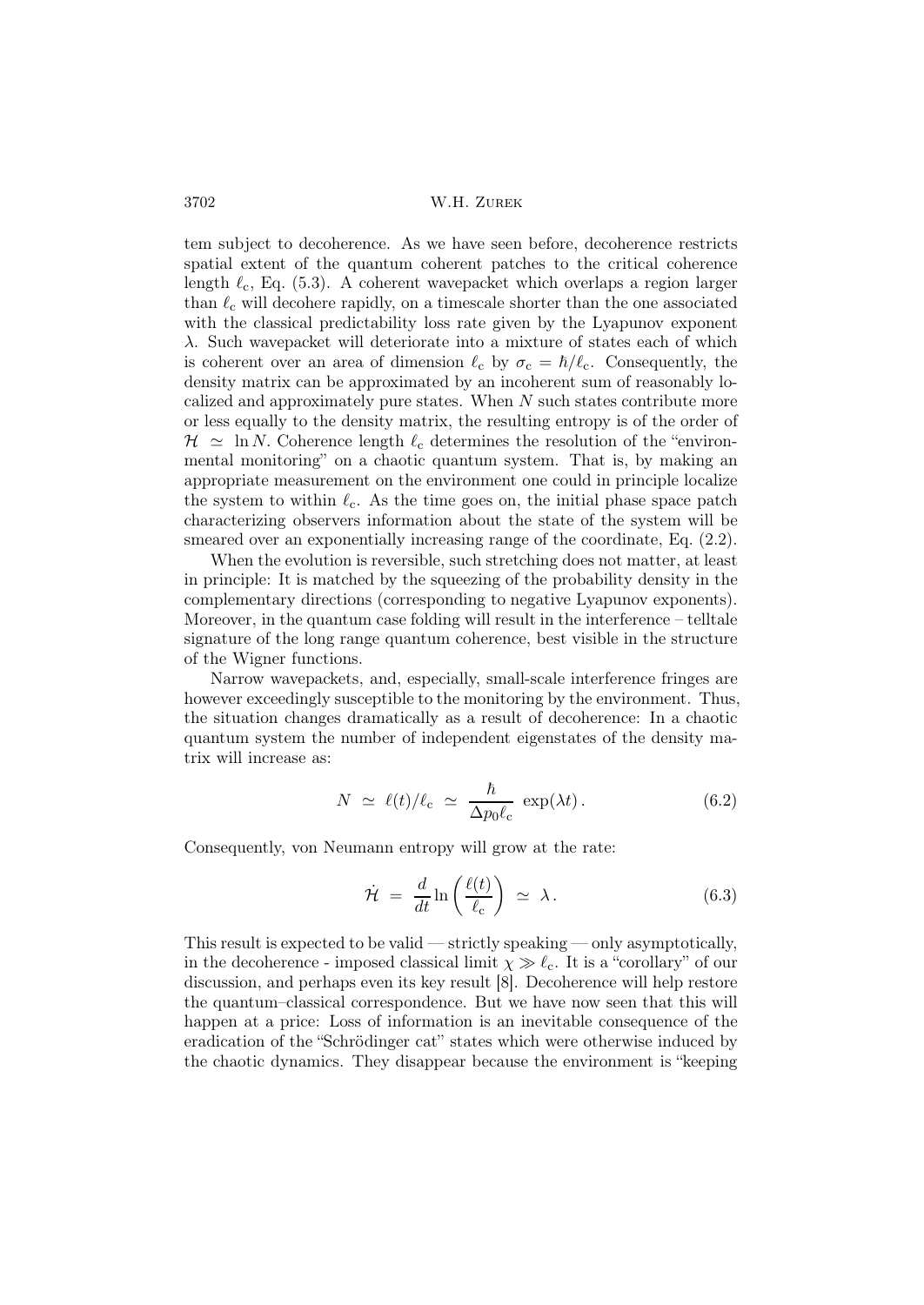tem subject to decoherence. As we have seen before, decoherence restricts spatial extent of the quantum coherent patches to the critical coherence length $\ell_c$, Eq. (5.3). A coherent wavepacket which overlaps a region larger than $\ell_c$ will decohere rapidly, on a timescale shorter than the one associated with the classical predictablity loss rate given by the Lyapunov exponent $\lambda$. Such wavepacket will deteriorate into a mixture of states each of which is coherent over an area of dimension $\ell_c$ by $\sigma_c = \hbar/\ell_c$. Consequently, the density matrix can be approximated by an incoherent sum of reasonably localized and approximately pure states. When $N$ such states contribute more or less equally to the density matrix, the resulting entropy is of the order of $\mathcal{H} \simeq \ln N$. Coherence length $\ell_c$ determines the resolution of the "environmental monitoring" on a chaotic quantum system. That is, by making an appropriate measurement on the environment one could in principle localize the system to within $\ell_c$. As the time goes on, the initial phase space patch characterizing observers information about the state of the system will be smeared over an exponentially increasing range of the coordinate, Eq. (2.2).

When the evolution is reversible, such stretching does not matter, at least in principle: It is matched by the squeezing of the probability density in the complementary directions (corresponding to negative Lyapunov exponents). Moreover, in the quantum case folding will result in the interference – telltale signature of the long range quantum coherence, best visible in the structure of the Wigner functions.

Narrow wavepackets, and, especially, small-scale interference fringes are however exceedingly susceptible to the monitoring by the environment. Thus, the situation changes dramatically as a result of decoherence: In a chaotic quantum system the number of independent eigenstates of the density matrix will increase as:

$$N \simeq \ell(t)/\ell_c \simeq \frac{\hbar}{\Delta p_0 \ell_c} \exp(\lambda t). \tag{6.2}$$

Consequently, von Neumann entropy will grow at the rate:

$$\dot{\mathcal{H}} = \frac{d}{dt} \ln\left(\frac{\ell(t)}{\ell_c}\right) \simeq \lambda. \tag{6.3}$$

This result is expected to be valid — strictly speaking — only asymptotically, in the decoherence - imposed classical limit $\chi \gg \ell_c$. It is a "corollary" of our discussion, and perhaps even its key result [8]. Decoherence will help restore the quantum–classical correspondence. But we have now seen that this will happen at a price: Loss of information is an inevitable consequence of the eradication of the "Schrödinger cat" states which were otherwise induced by the chaotic dynamics. They disappear because the environment is "keeping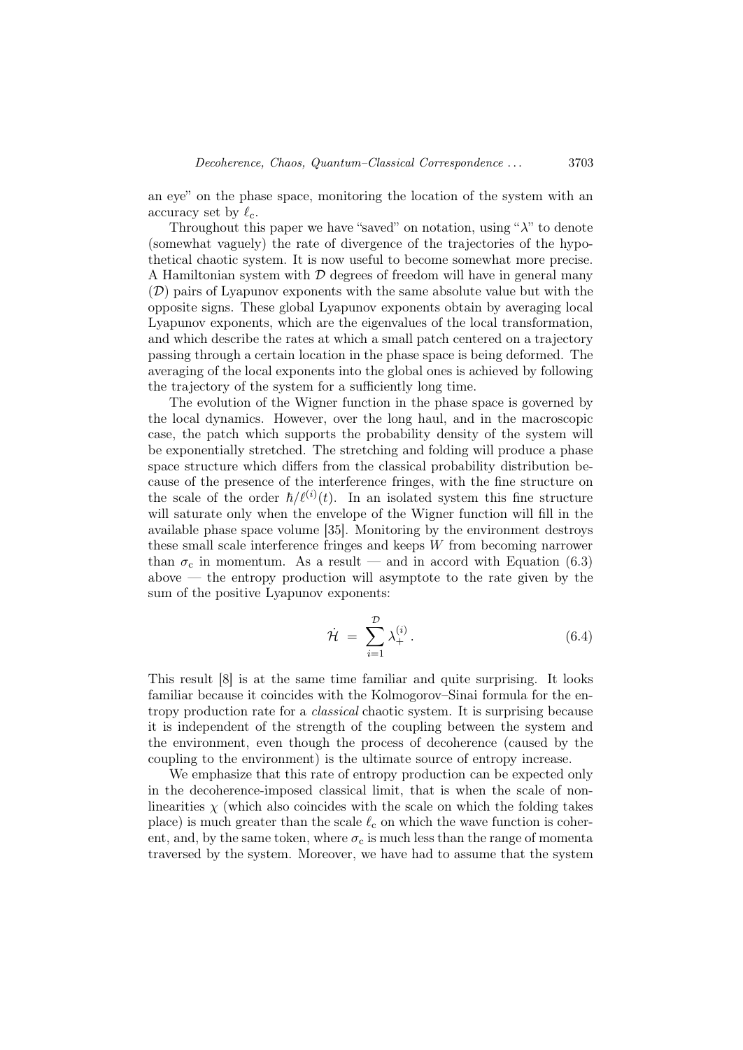an eye" on the phase space, monitoring the location of the system with an accuracy set by $\ell_c$.

Throughout this paper we have "saved" on notation, using "$\lambda$" to denote (somewhat vaguely) the rate of divergence of the trajectories of the hypothetical chaotic system. It is now useful to become somewhat more precise. A Hamiltonian system with $\mathcal{D}$ degrees of freedom will have in general many ($\mathcal{D}$) pairs of Lyapunov exponents with the same absolute value but with the opposite signs. These global Lyapunov exponents obtain by averaging local Lyapunov exponents, which are the eigenvalues of the local transformation, and which describe the rates at which a small patch centered on a trajectory passing through a certain location in the phase space is being deformed. The averaging of the local exponents into the global ones is achieved by following the trajectory of the system for a sufficiently long time.

The evolution of the Wigner function in the phase space is governed by the local dynamics. However, over the long haul, and in the macroscopic case, the patch which supports the probability density of the system will be exponentially stretched. The stretching and folding will produce a phase space structure which differs from the classical probability distribution because of the presence of the interference fringes, with the fine structure on the scale of the order $\hbar/\ell^{(i)}(t)$. In an isolated system this fine structure will saturate only when the envelope of the Wigner function will fill in the available phase space volume [35]. Monitoring by the environment destroys these small scale interference fringes and keeps $W$ from becoming narrower than $\sigma_c$ in momentum. As a result — and in accord with Equation (6.3) above — the entropy production will asymptote to the rate given by the sum of the positive Lyapunov exponents:

$$\dot{\mathcal{H}} = \sum_{i=1}^{\mathcal{D}} \lambda_+^{(i)} . \tag{6.4}$$

This result [8] is at the same time familiar and quite surprising. It looks familiar because it coincides with the Kolmogorov–Sinai formula for the entropy production rate for a *classical* chaotic system. It is surprising because it is independent of the strength of the coupling between the system and the environment, even though the process of decoherence (caused by the coupling to the environment) is the ultimate source of entropy increase.

We emphasize that this rate of entropy production can be expected only in the decoherence-imposed classical limit, that is when the scale of nonlinearities $\chi$ (which also coincides with the scale on which the folding takes place) is much greater than the scale $\ell_c$ on which the wave function is coherent, and, by the same token, where $\sigma_c$ is much less than the range of momenta traversed by the system. Moreover, we have had to assume that the system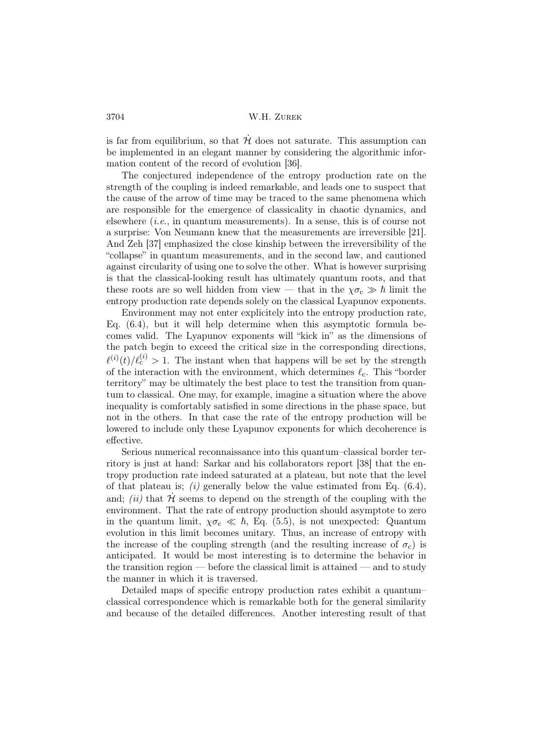is far from equilibrium, so that $\dot{\mathcal{H}}$ does not saturate. This assumption can be implemented in an elegant manner by considering the algorithmic information content of the record of evolution [36].

The conjectured independence of the entropy production rate on the strength of the coupling is indeed remarkable, and leads one to suspect that the cause of the arrow of time may be traced to the same phenomena which are responsible for the emergence of classicality in chaotic dynamics, and elsewhere (*i.e.*, in quantum measurements). In a sense, this is of course not a surprise: Von Neumann knew that the measurements are irreversible [21]. And Zeh [37] emphasized the close kinship between the irreversibility of the "collapse" in quantum measurements, and in the second law, and cautioned against circularity of using one to solve the other. What is however surprising is that the classical-looking result has ultimately quantum roots, and that these roots are so well hidden from view — that in the $\chi\sigma_c \gg \hbar$ limit the entropy production rate depends solely on the classical Lyapunov exponents.

Environment may not enter explicitely into the entropy production rate, Eq. (6.4), but it will help determine when this asymptotic formula becomes valid. The Lyapunov exponents will "kick in" as the dimensions of the patch begin to exceed the critical size in the corresponding directions, $\ell^{(i)}(t)/\ell_c^{(i)} > 1$. The instant when that happens will be set by the strength of the interaction with the environment, which determines $\ell_c$. This "border territory" may be ultimately the best place to test the transition from quantum to classical. One may, for example, imagine a situation where the above inequality is comfortably satisfied in some directions in the phase space, but not in the others. In that case the rate of the entropy production will be lowered to include only these Lyapunov exponents for which decoherence is effective.

Serious numerical reconnaissance into this quantum–classical border territory is just at hand: Sarkar and his collaborators report [38] that the entropy production rate indeed saturated at a plateau, but note that the level of that plateau is; *(i)* generally below the value estimated from Eq. (6.4), and; *(ii)* that $\dot{\mathcal{H}}$ seems to depend on the strength of the coupling with the environment. That the rate of entropy production should asymptote to zero in the quantum limit, $\chi\sigma_c \ll \hbar$, Eq. (5.5), is not unexpected: Quantum evolution in this limit becomes unitary. Thus, an increase of entropy with the increase of the coupling strength (and the resulting increase of $\sigma_c$) is anticipated. It would be most interesting is to determine the behavior in the transition region — before the classical limit is attained — and to study the manner in which it is traversed.

Detailed maps of specific entropy production rates exhibit a quantum–classical correspondence which is remarkable both for the general similarity and because of the detailed differences. Another interesting result of that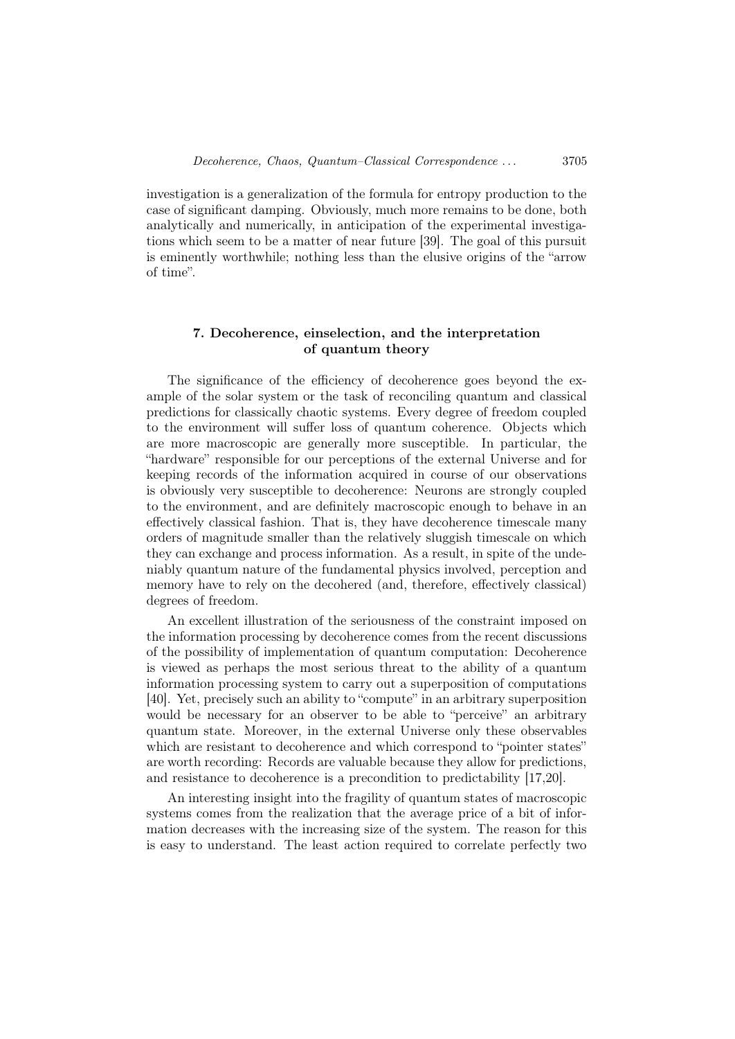investigation is a generalization of the formula for entropy production to the case of significant damping. Obviously, much more remains to be done, both analytically and numerically, in anticipation of the experimental investigations which seem to be a matter of near future [39]. The goal of this pursuit is eminently worthwhile; nothing less than the elusive origins of the "arrow of time".

## 7. Decoherence, einselection, and the interpretation of quantum theory

The significance of the efficiency of decoherence goes beyond the example of the solar system or the task of reconciling quantum and classical predictions for classically chaotic systems. Every degree of freedom coupled to the environment will suffer loss of quantum coherence. Objects which are more macroscopic are generally more susceptible. In particular, the "hardware" responsible for our perceptions of the external Universe and for keeping records of the information acquired in course of our observations is obviously very susceptible to decoherence: Neurons are strongly coupled to the environment, and are definitely macroscopic enough to behave in an effectively classical fashion. That is, they have decoherence timescale many orders of magnitude smaller than the relatively sluggish timescale on which they can exchange and process information. As a result, in spite of the undeniably quantum nature of the fundamental physics involved, perception and memory have to rely on the decohered (and, therefore, effectively classical) degrees of freedom.

An excellent illustration of the seriousness of the constraint imposed on the information processing by decoherence comes from the recent discussions of the possibility of implementation of quantum computation: Decoherence is viewed as perhaps the most serious threat to the ability of a quantum information processing system to carry out a superposition of computations [40]. Yet, precisely such an ability to "compute" in an arbitrary superposition would be necessary for an observer to be able to "perceive" an arbitrary quantum state. Moreover, in the external Universe only these observables which are resistant to decoherence and which correspond to "pointer states" are worth recording: Records are valuable because they allow for predictions, and resistance to decoherence is a precondition to predictability [17,20].

An interesting insight into the fragility of quantum states of macroscopic systems comes from the realization that the average price of a bit of information decreases with the increasing size of the system. The reason for this is easy to understand. The least action required to correlate perfectly two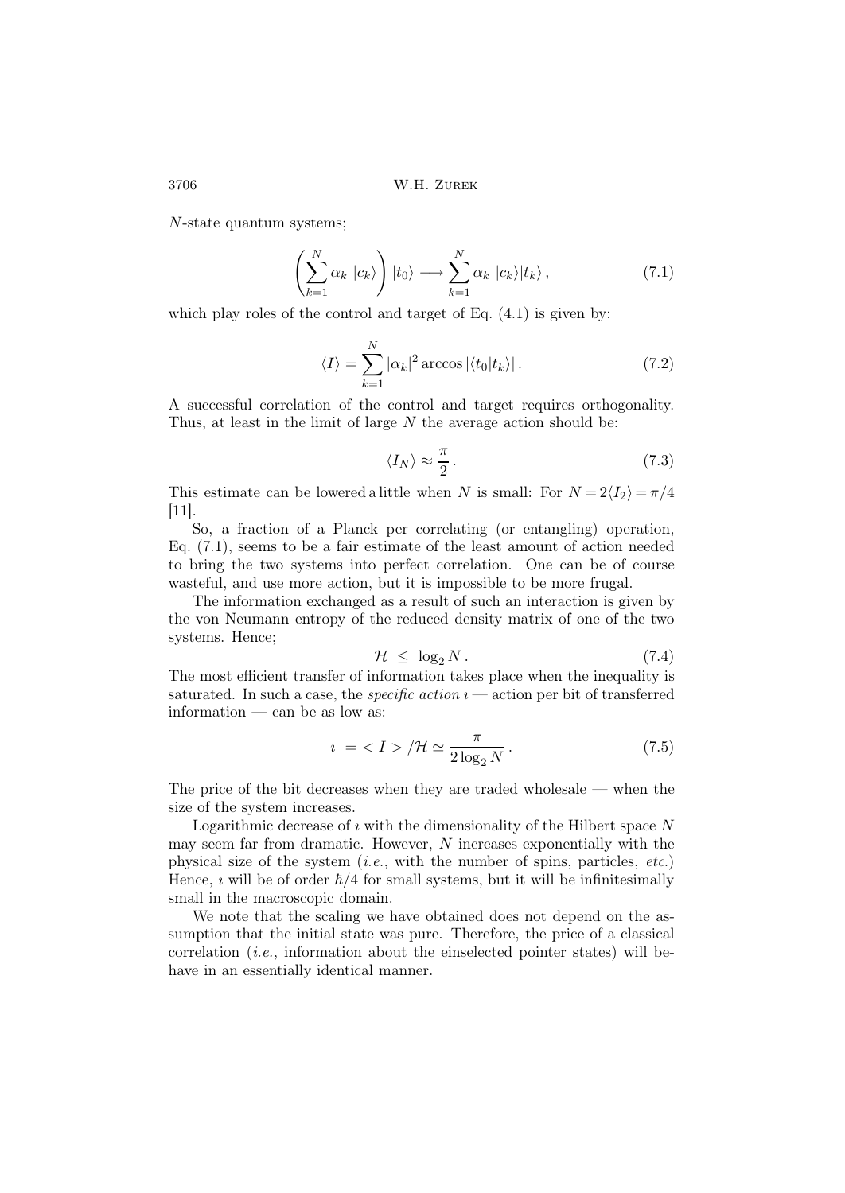$N$-state quantum systems;

$$\left(\sum_{k=1}^{N} \alpha_k \ |c_k\rangle\right) |t_0\rangle \longrightarrow \sum_{k=1}^{N} \alpha_k \ |c_k\rangle |t_k\rangle \,, \tag{7.1}$$

which play roles of the control and target of Eq. (4.1) is given by:

$$\langle I\rangle = \sum_{k=1}^{N} |\alpha_k|^2 \arccos |\langle t_0|t_k\rangle| \,. \tag{7.2}$$

A successful correlation of the control and target requires orthogonality. Thus, at least in the limit of large $N$ the average action should be:

$$\langle I_N\rangle \approx \frac{\pi}{2} \,. \tag{7.3}$$

This estimate can be lowered a little when $N$ is small: For $N = 2\langle I_2\rangle = \pi/4$ [11].

So, a fraction of a Planck per correlating (or entangling) operation, Eq. (7.1), seems to be a fair estimate of the least amount of action needed to bring the two systems into perfect correlation. One can be of course wasteful, and use more action, but it is impossible to be more frugal.

The information exchanged as a result of such an interaction is given by the von Neumann entropy of the reduced density matrix of one of the two systems. Hence;

$$\mathcal{H} \ \leq \ \log_2 N \,. \tag{7.4}$$

The most efficient transfer of information takes place when the inequality is saturated. In such a case, the *specific action* $\imath$ — action per bit of transferred information — can be as low as:

$$\imath \ = < I > /\mathcal{H} \simeq \frac{\pi}{2\log_2 N} \,. \tag{7.5}$$

The price of the bit decreases when they are traded wholesale — when the size of the system increases.

Logarithmic decrease of $\imath$ with the dimensionality of the Hilbert space $N$ may seem far from dramatic. However, $N$ increases exponentially with the physical size of the system (*i.e.*, with the number of spins, particles, *etc.*) Hence, $\imath$ will be of order $\hbar/4$ for small systems, but it will be infinitesimally small in the macroscopic domain.

We note that the scaling we have obtained does not depend on the assumption that the initial state was pure. Therefore, the price of a classical correlation (*i.e.*, information about the einselected pointer states) will behave in an essentially identical manner.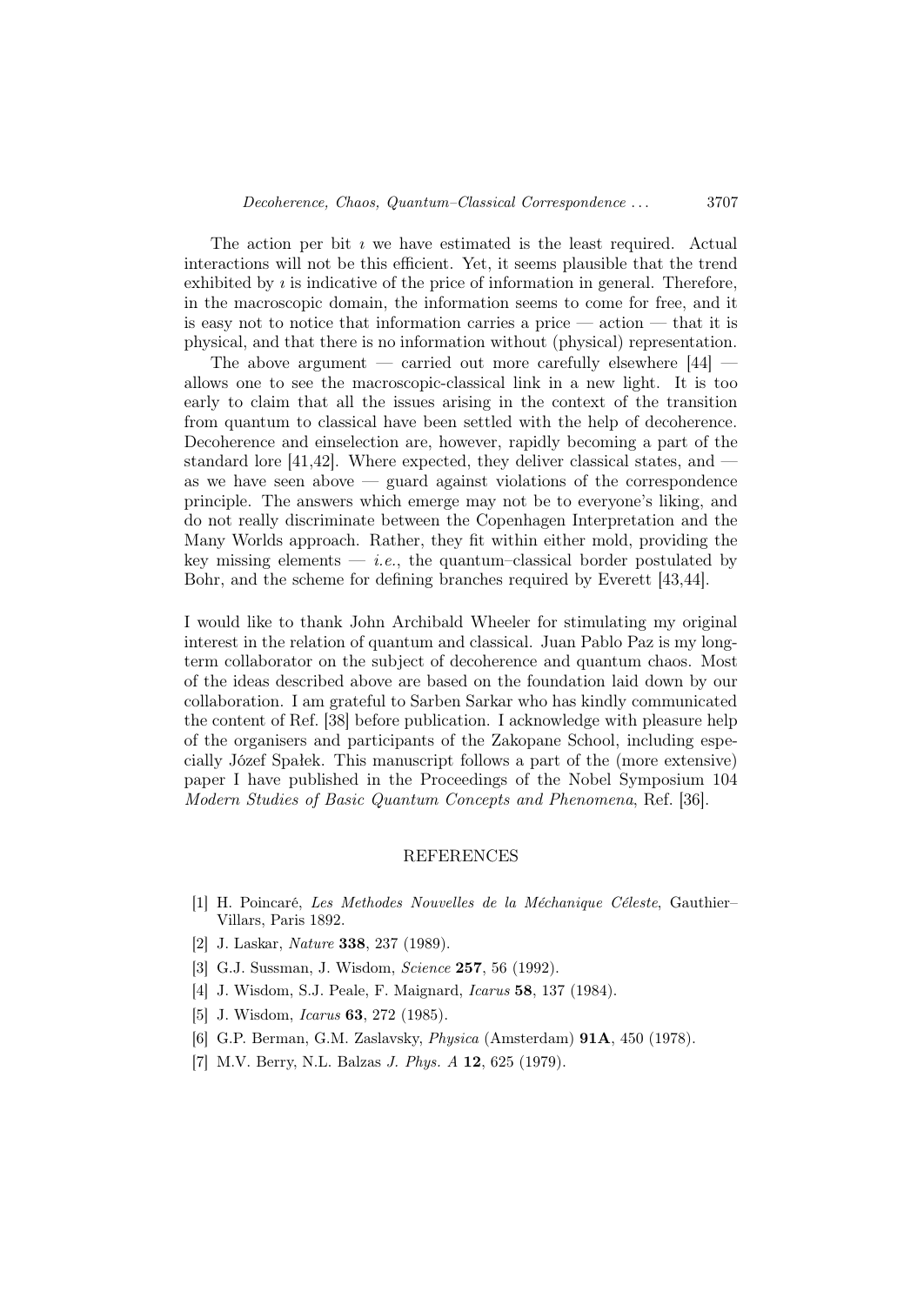The action per bit $\imath$ we have estimated is the least required. Actual interactions will not be this efficient. Yet, it seems plausible that the trend exhibited by $\imath$ is indicative of the price of information in general. Therefore, in the macroscopic domain, the information seems to come for free, and it is easy not to notice that information carries a price — action — that it is physical, and that there is no information without (physical) representation.

The above argument — carried out more carefully elsewhere [44] — allows one to see the macroscopic-classical link in a new light. It is too early to claim that all the issues arising in the context of the transition from quantum to classical have been settled with the help of decoherence. Decoherence and einselection are, however, rapidly becoming a part of the standard lore [41,42]. Where expected, they deliver classical states, and — as we have seen above — guard against violations of the correspondence principle. The answers which emerge may not be to everyone's liking, and do not really discriminate between the Copenhagen Interpretation and the Many Worlds approach. Rather, they fit within either mold, providing the key missing elements — *i.e.*, the quantum–classical border postulated by Bohr, and the scheme for defining branches required by Everett [43,44].

I would like to thank John Archibald Wheeler for stimulating my original interest in the relation of quantum and classical. Juan Pablo Paz is my long-term collaborator on the subject of decoherence and quantum chaos. Most of the ideas described above are based on the foundation laid down by our collaboration. I am grateful to Sarben Sarkar who has kindly communicated the content of Ref. [38] before publication. I acknowledge with pleasure help of the organisers and participants of the Zakopane School, including especially Józef Spałek. This manuscript follows a part of the (more extensive) paper I have published in the Proceedings of the Nobel Symposium 104 *Modern Studies of Basic Quantum Concepts and Phenomena*, Ref. [36].

## REFERENCES

[1] H. Poincaré, *Les Methodes Nouvelles de la Méchanique Céleste*, Gauthier–Villars, Paris 1892.

[2] J. Laskar, *Nature* **338**, 237 (1989).

[3] G.J. Sussman, J. Wisdom, *Science* **257**, 56 (1992).

[4] J. Wisdom, S.J. Peale, F. Maignard, *Icarus* **58**, 137 (1984).

[5] J. Wisdom, *Icarus* **63**, 272 (1985).

[6] G.P. Berman, G.M. Zaslavsky, *Physica* (Amsterdam) **91A**, 450 (1978).

[7] M.V. Berry, N.L. Balzas *J. Phys. A* **12**, 625 (1979).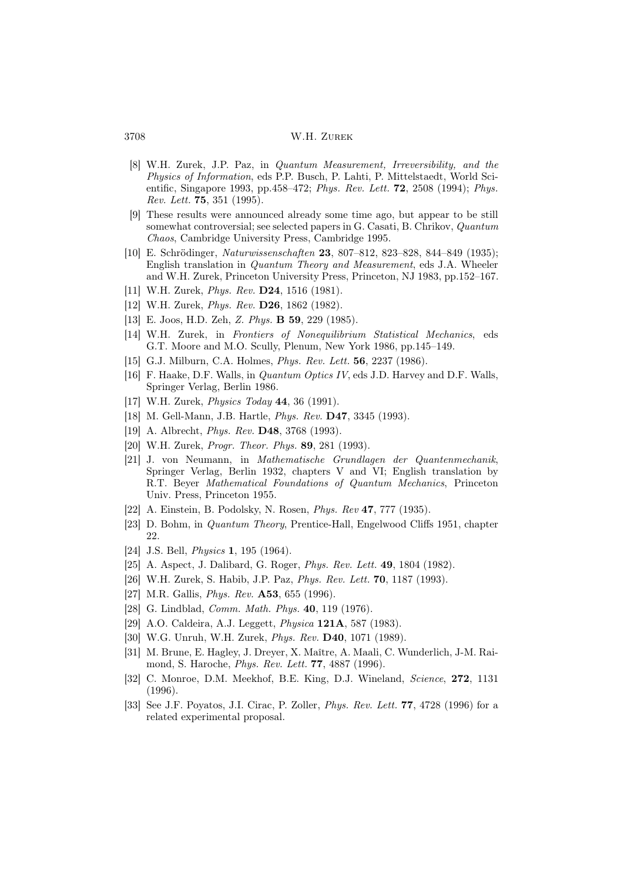[8] W.H. Zurek, J.P. Paz, in *Quantum Measurement, Irreversibility, and the Physics of Information*, eds P.P. Busch, P. Lahti, P. Mittelstaedt, World Scientific, Singapore 1993, pp.458–472; *Phys. Rev. Lett.* **72**, 2508 (1994); *Phys. Rev. Lett.* **75**, 351 (1995).

[9] These results were announced already some time ago, but appear to be still somewhat controversial; see selected papers in G. Casati, B. Chrikov, *Quantum Chaos*, Cambridge University Press, Cambridge 1995.

[10] E. Schrödinger, *Naturwissenschaften* **23**, 807–812, 823–828, 844–849 (1935); English translation in *Quantum Theory and Measurement*, eds J.A. Wheeler and W.H. Zurek, Princeton University Press, Princeton, NJ 1983, pp.152–167.

[11] W.H. Zurek, *Phys. Rev.* **D24**, 1516 (1981).

[12] W.H. Zurek, *Phys. Rev.* **D26**, 1862 (1982).

[13] E. Joos, H.D. Zeh, *Z. Phys.* **B 59**, 229 (1985).

[14] W.H. Zurek, in *Frontiers of Nonequilibrium Statistical Mechanics*, eds G.T. Moore and M.O. Scully, Plenum, New York 1986, pp.145–149.

[15] G.J. Milburn, C.A. Holmes, *Phys. Rev. Lett.* **56**, 2237 (1986).

[16] F. Haake, D.F. Walls, in *Quantum Optics IV*, eds J.D. Harvey and D.F. Walls, Springer Verlag, Berlin 1986.

[17] W.H. Zurek, *Physics Today* **44**, 36 (1991).

[18] M. Gell-Mann, J.B. Hartle, *Phys. Rev.* **D47**, 3345 (1993).

[19] A. Albrecht, *Phys. Rev.* **D48**, 3768 (1993).

[20] W.H. Zurek, *Progr. Theor. Phys.* **89**, 281 (1993).

[21] J. von Neumann, in *Mathematische Grundlagen der Quantenmechanik*, Springer Verlag, Berlin 1932, chapters V and VI; English translation by R.T. Beyer *Mathematical Foundations of Quantum Mechanics*, Princeton Univ. Press, Princeton 1955.

[22] A. Einstein, B. Podolsky, N. Rosen, *Phys. Rev* **47**, 777 (1935).

[23] D. Bohm, in *Quantum Theory*, Prentice-Hall, Engelwood Cliffs 1951, chapter 22.

[24] J.S. Bell, *Physics* **1**, 195 (1964).

[25] A. Aspect, J. Dalibard, G. Roger, *Phys. Rev. Lett.* **49**, 1804 (1982).

[26] W.H. Zurek, S. Habib, J.P. Paz, *Phys. Rev. Lett.* **70**, 1187 (1993).

[27] M.R. Gallis, *Phys. Rev.* **A53**, 655 (1996).

[28] G. Lindblad, *Comm. Math. Phys.* **40**, 119 (1976).

[29] A.O. Caldeira, A.J. Leggett, *Physica* **121A**, 587 (1983).

[30] W.G. Unruh, W.H. Zurek, *Phys. Rev.* **D40**, 1071 (1989).

[31] M. Brune, E. Hagley, J. Dreyer, X. Maître, A. Maali, C. Wunderlich, J-M. Raimond, S. Haroche, *Phys. Rev. Lett.* **77**, 4887 (1996).

[32] C. Monroe, D.M. Meekhof, B.E. King, D.J. Wineland, *Science*, **272**, 1131 (1996).

[33] See J.F. Poyatos, J.I. Cirac, P. Zoller, *Phys. Rev. Lett.* **77**, 4728 (1996) for a related experimental proposal.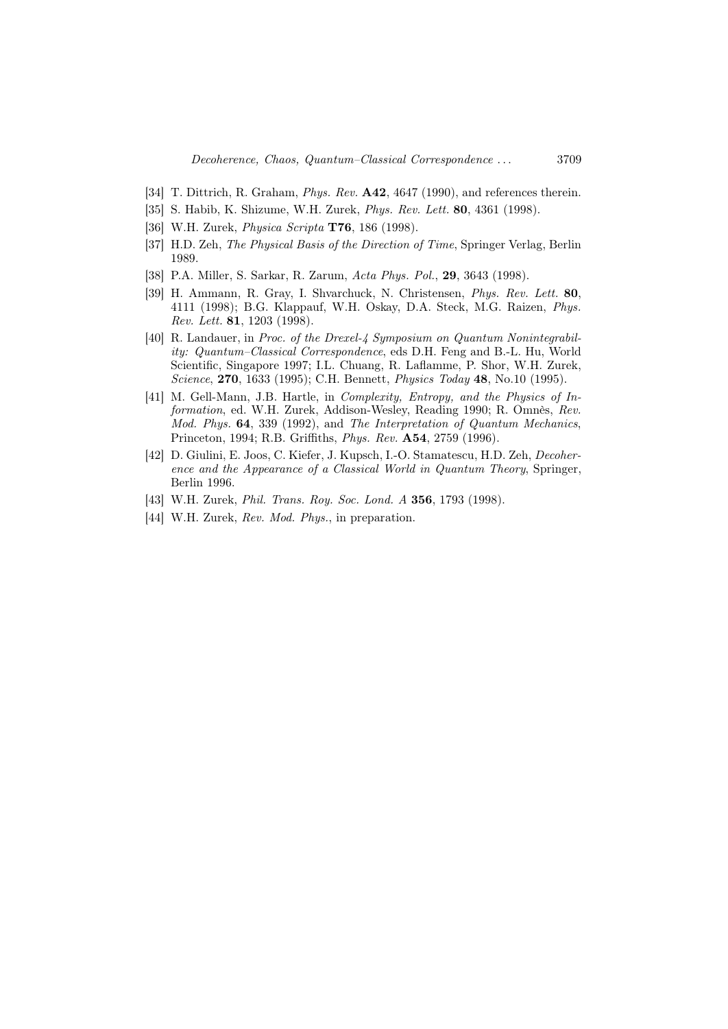[34] T. Dittrich, R. Graham, *Phys. Rev.* **A42**, 4647 (1990), and references therein.

[35] S. Habib, K. Shizume, W.H. Zurek, *Phys. Rev. Lett.* **80**, 4361 (1998).

[36] W.H. Zurek, *Physica Scripta* **T76**, 186 (1998).

[37] H.D. Zeh, *The Physical Basis of the Direction of Time*, Springer Verlag, Berlin 1989.

[38] P.A. Miller, S. Sarkar, R. Zarum, *Acta Phys. Pol.*, **29**, 3643 (1998).

[39] H. Ammann, R. Gray, I. Shvarchuck, N. Christensen, *Phys. Rev. Lett.* **80**, 4111 (1998); B.G. Klappauf, W.H. Oskay, D.A. Steck, M.G. Raizen, *Phys. Rev. Lett.* **81**, 1203 (1998).

[40] R. Landauer, in *Proc. of the Drexel-4 Symposium on Quantum Nonintegrability: Quantum–Classical Correspondence*, eds D.H. Feng and B.-L. Hu, World Scientific, Singapore 1997; I.L. Chuang, R. Laflamme, P. Shor, W.H. Zurek, *Science*, **270**, 1633 (1995); C.H. Bennett, *Physics Today* **48**, No.10 (1995).

[41] M. Gell-Mann, J.B. Hartle, in *Complexity, Entropy, and the Physics of Information*, ed. W.H. Zurek, Addison-Wesley, Reading 1990; R. Omnès, *Rev. Mod. Phys.* **64**, 339 (1992), and *The Interpretation of Quantum Mechanics*, Princeton, 1994; R.B. Griffiths, *Phys. Rev.* **A54**, 2759 (1996).

[42] D. Giulini, E. Joos, C. Kiefer, J. Kupsch, I.-O. Stamatescu, H.D. Zeh, *Decoherence and the Appearance of a Classical World in Quantum Theory*, Springer, Berlin 1996.

[43] W.H. Zurek, *Phil. Trans. Roy. Soc. Lond. A* **356**, 1793 (1998).

[44] W.H. Zurek, *Rev. Mod. Phys.*, in preparation.